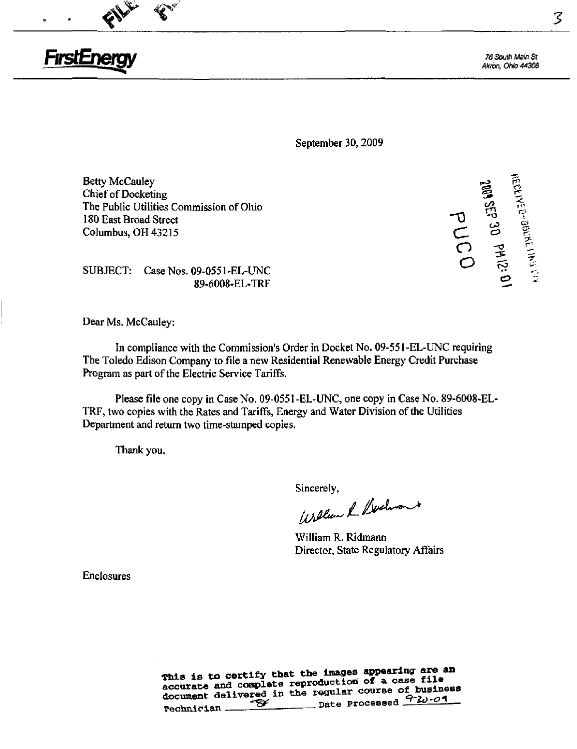**FirstEnergy**

76 South Main St.
Akron, Ohio 44308

September 30, 2009

Betty McCauley
Chief of Docketing
The Public Utilities Commission of Ohio
180 East Broad Street
Columbus, OH 43215

RECEIVED-DOCKETING DIV
2009 SEP 30 PM 12:01
PUCO

SUBJECT: Case Nos. 09-0551-EL-UNC
89-6008-EL-TRF

Dear Ms. McCauley:

In compliance with the Commission's Order in Docket No. 09-551-EL-UNC requiring The Toledo Edison Company to file a new Residential Renewable Energy Credit Purchase Program as part of the Electric Service Tariffs.

Please file one copy in Case No. 09-0551-EL-UNC, one copy in Case No. 89-6008-EL-TRF, two copies with the Rates and Tariffs, Energy and Water Division of the Utilities Department and return two time-stamped copies.

Thank you.

Sincerely,

William R. Ridmann
Director, State Regulatory Affairs

Enclosures

This is to certify that the images appearing are an accurate and complete reproduction of a case file document delivered in the regular course of business
Technician ____ Date Processed 9-30-09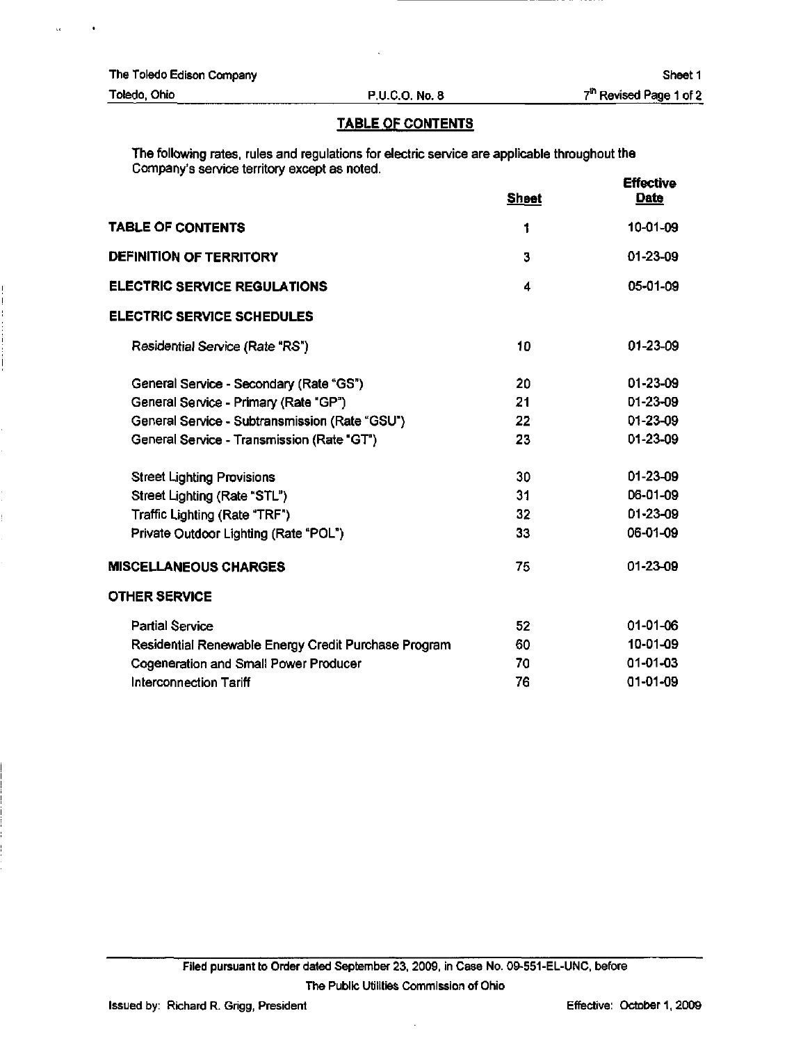The Toledo Edison Company
Toledo, Ohio
P.U.C.O. No. 8
Sheet 1
7th Revised Page 1 of 2

## TABLE OF CONTENTS

The following rates, rules and regulations for electric service are applicable throughout the Company's service territory except as noted.

| | Sheet | Effective Date |
|---|---|---|
| **TABLE OF CONTENTS** | 1 | 10-01-09 |
| **DEFINITION OF TERRITORY** | 3 | 01-23-09 |
| **ELECTRIC SERVICE REGULATIONS** | 4 | 05-01-09 |
| **ELECTRIC SERVICE SCHEDULES** | | |
| Residential Service (Rate "RS") | 10 | 01-23-09 |
| General Service - Secondary (Rate "GS") | 20 | 01-23-09 |
| General Service - Primary (Rate "GP") | 21 | 01-23-09 |
| General Service - Subtransmission (Rate "GSU") | 22 | 01-23-09 |
| General Service - Transmission (Rate "GT") | 23 | 01-23-09 |
| Street Lighting Provisions | 30 | 01-23-09 |
| Street Lighting (Rate "STL") | 31 | 06-01-09 |
| Traffic Lighting (Rate "TRF") | 32 | 01-23-09 |
| Private Outdoor Lighting (Rate "POL") | 33 | 06-01-09 |
| **MISCELLANEOUS CHARGES** | 75 | 01-23-09 |
| **OTHER SERVICE** | | |
| Partial Service | 52 | 01-01-06 |
| Residential Renewable Energy Credit Purchase Program | 60 | 10-01-09 |
| Cogeneration and Small Power Producer | 70 | 01-01-03 |
| Interconnection Tariff | 76 | 01-01-09 |

Filed pursuant to Order dated September 23, 2009, in Case No. 09-551-EL-UNC, before The Public Utilities Commission of Ohio

Issued by: Richard R. Grigg, President

Effective: October 1, 2009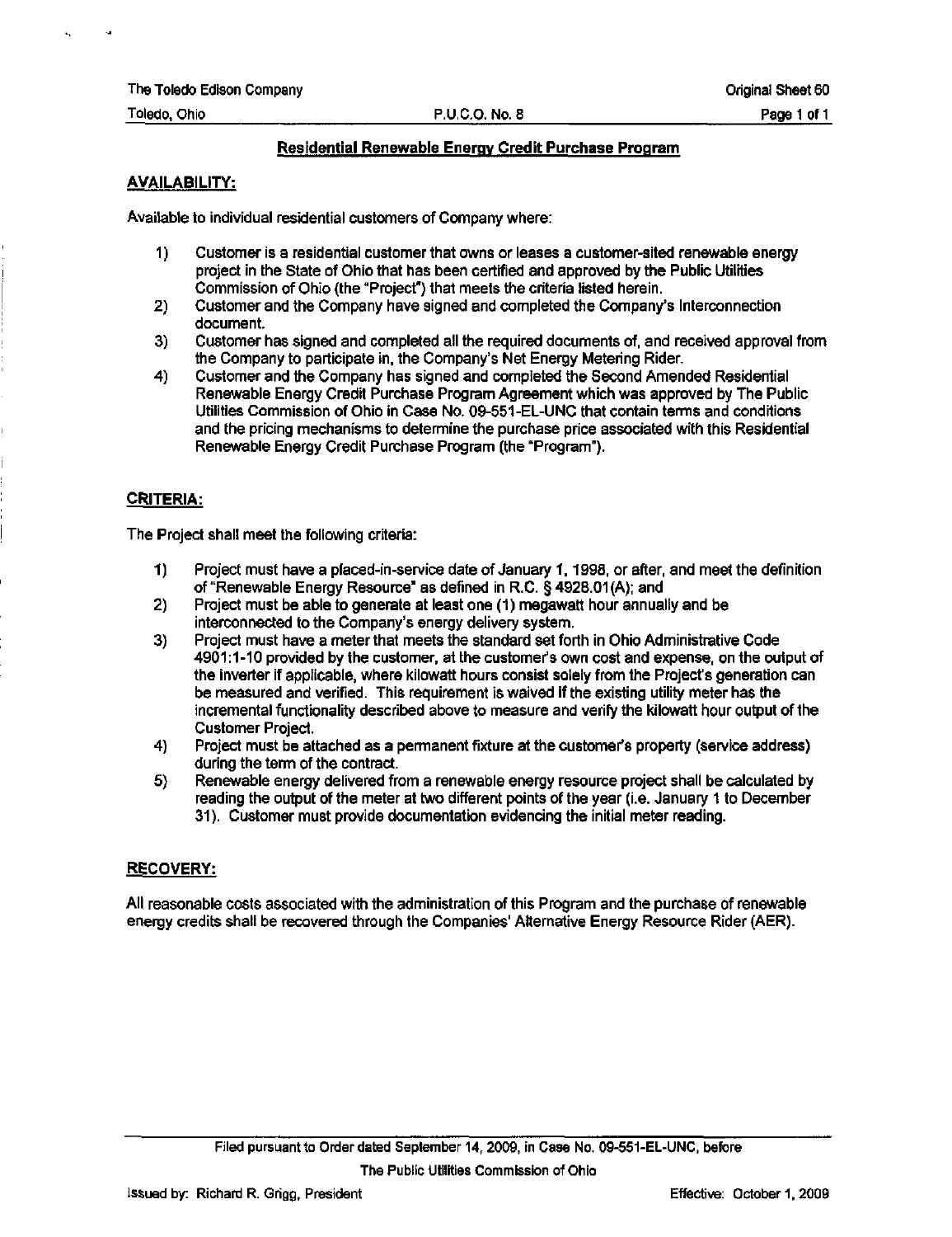## Residential Renewable Energy Credit Purchase Program

### AVAILABILITY:

Available to individual residential customers of Company where:

1) Customer is a residential customer that owns or leases a customer-sited renewable energy project in the State of Ohio that has been certified and approved by the Public Utilities Commission of Ohio (the "Project") that meets the criteria listed herein.
2) Customer and the Company have signed and completed the Company's Interconnection document.
3) Customer has signed and completed all the required documents of, and received approval from the Company to participate in, the Company's Net Energy Metering Rider.
4) Customer and the Company has signed and completed the Second Amended Residential Renewable Energy Credit Purchase Program Agreement which was approved by The Public Utilities Commission of Ohio in Case No. 09-551-EL-UNC that contain terms and conditions and the pricing mechanisms to determine the purchase price associated with this Residential Renewable Energy Credit Purchase Program (the "Program").

### CRITERIA:

The Project shall meet the following criteria:

1) Project must have a placed-in-service date of January 1, 1998, or after, and meet the definition of "Renewable Energy Resource" as defined in R.C. § 4928.01(A); and
2) Project must be able to generate at least one (1) megawatt hour annually and be interconnected to the Company's energy delivery system.
3) Project must have a meter that meets the standard set forth in Ohio Administrative Code 4901:1-10 provided by the customer, at the customer's own cost and expense, on the output of the inverter if applicable, where kilowatt hours consist solely from the Project's generation can be measured and verified. This requirement is waived if the existing utility meter has the incremental functionality described above to measure and verify the kilowatt hour output of the Customer Project.
4) Project must be attached as a permanent fixture at the customer's property (service address) during the term of the contract.
5) Renewable energy delivered from a renewable energy resource project shall be calculated by reading the output of the meter at two different points of the year (i.e. January 1 to December 31). Customer must provide documentation evidencing the initial meter reading.

### RECOVERY:

All reasonable costs associated with the administration of this Program and the purchase of renewable energy credits shall be recovered through the Companies' Alternative Energy Resource Rider (AER).

Filed pursuant to Order dated September 14, 2009, in Case No. 09-551-EL-UNC, before The Public Utilities Commission of Ohio

Issued by: Richard R. Grigg, President

Effective: October 1, 2009